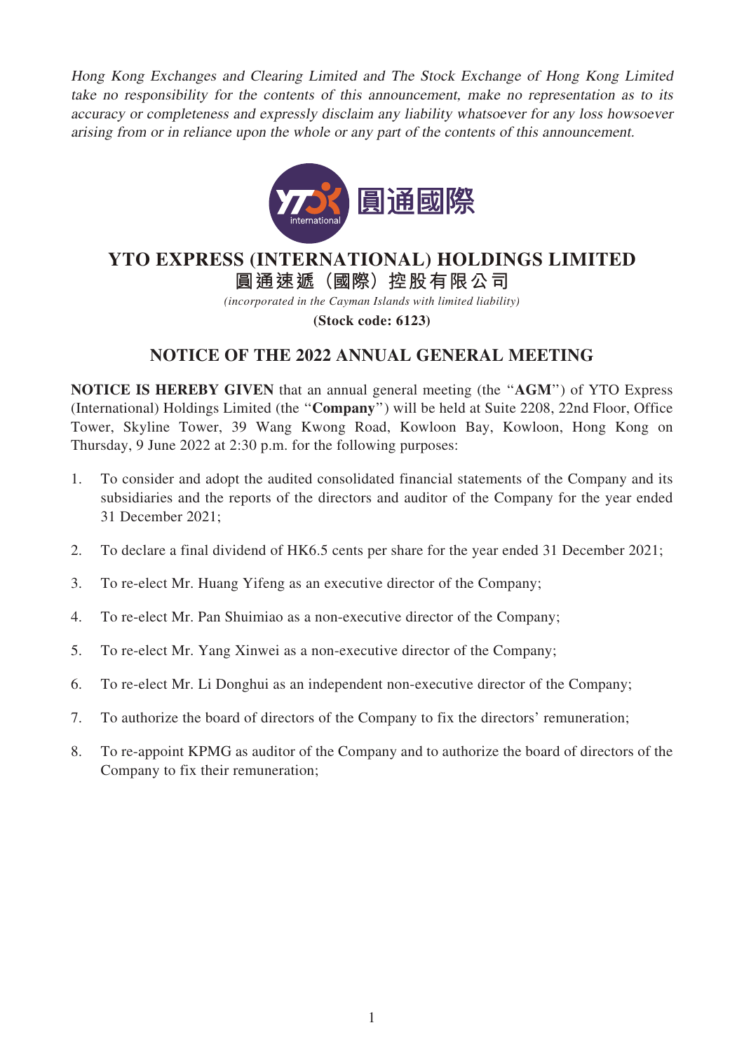*Hong Kong Exchanges and Clearing Limited and The Stock Exchange of Hong Kong Limited take no responsibility for the contents of this announcement, make no representation as to its accuracy or completeness and expressly disclaim any liability whatsoever for any loss howsoever arising from or in reliance upon the whole or any part of the contents of this announcement.*

# YTO EXPRESS (INTERNATIONAL) HOLDINGS LIMITED

# 圓通速遞（國際）控股有限公司

*(incorporated in the Cayman Islands with limited liability)*

**(Stock code: 6123)**

## NOTICE OF THE 2022 ANNUAL GENERAL MEETING

**NOTICE IS HEREBY GIVEN** that an annual general meeting (the "**AGM**") of YTO Express (International) Holdings Limited (the "**Company**") will be held at Suite 2208, 22nd Floor, Office Tower, Skyline Tower, 39 Wang Kwong Road, Kowloon Bay, Kowloon, Hong Kong on Thursday, 9 June 2022 at 2:30 p.m. for the following purposes:

1. To consider and adopt the audited consolidated financial statements of the Company and its subsidiaries and the reports of the directors and auditor of the Company for the year ended 31 December 2021;
2. To declare a final dividend of HK6.5 cents per share for the year ended 31 December 2021;
3. To re-elect Mr. Huang Yifeng as an executive director of the Company;
4. To re-elect Mr. Pan Shuimiao as a non-executive director of the Company;
5. To re-elect Mr. Yang Xinwei as a non-executive director of the Company;
6. To re-elect Mr. Li Donghui as an independent non-executive director of the Company;
7. To authorize the board of directors of the Company to fix the directors' remuneration;
8. To re-appoint KPMG as auditor of the Company and to authorize the board of directors of the Company to fix their remuneration;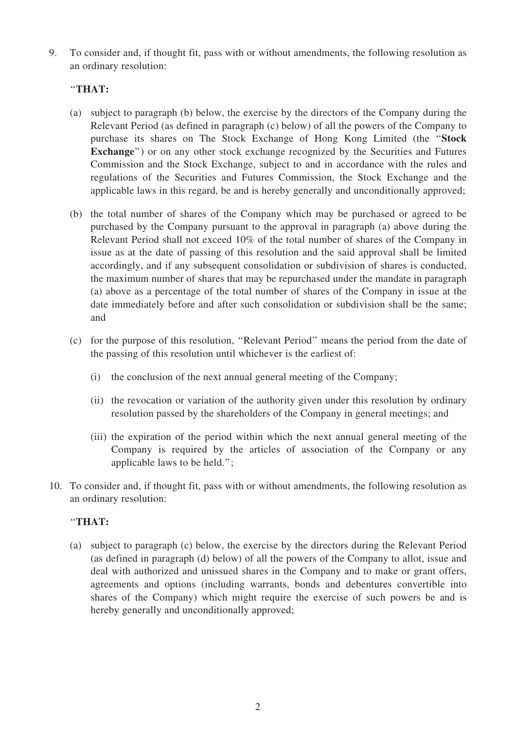9. To consider and, if thought fit, pass with or without amendments, the following resolution as an ordinary resolution:

   "**THAT:**

   (a) subject to paragraph (b) below, the exercise by the directors of the Company during the Relevant Period (as defined in paragraph (c) below) of all the powers of the Company to purchase its shares on The Stock Exchange of Hong Kong Limited (the "**Stock Exchange**") or on any other stock exchange recognized by the Securities and Futures Commission and the Stock Exchange, subject to and in accordance with the rules and regulations of the Securities and Futures Commission, the Stock Exchange and the applicable laws in this regard, be and is hereby generally and unconditionally approved;

   (b) the total number of shares of the Company which may be purchased or agreed to be purchased by the Company pursuant to the approval in paragraph (a) above during the Relevant Period shall not exceed 10% of the total number of shares of the Company in issue as at the date of passing of this resolution and the said approval shall be limited accordingly, and if any subsequent consolidation or subdivision of shares is conducted, the maximum number of shares that may be repurchased under the mandate in paragraph (a) above as a percentage of the total number of shares of the Company in issue at the date immediately before and after such consolidation or subdivision shall be the same; and

   (c) for the purpose of this resolution, "Relevant Period" means the period from the date of the passing of this resolution until whichever is the earliest of:

      (i) the conclusion of the next annual general meeting of the Company;

      (ii) the revocation or variation of the authority given under this resolution by ordinary resolution passed by the shareholders of the Company in general meetings; and

      (iii) the expiration of the period within which the next annual general meeting of the Company is required by the articles of association of the Company or any applicable laws to be held.";

10. To consider and, if thought fit, pass with or without amendments, the following resolution as an ordinary resolution:

   "**THAT:**

   (a) subject to paragraph (c) below, the exercise by the directors during the Relevant Period (as defined in paragraph (d) below) of all the powers of the Company to allot, issue and deal with authorized and unissued shares in the Company and to make or grant offers, agreements and options (including warrants, bonds and debentures convertible into shares of the Company) which might require the exercise of such powers be and is hereby generally and unconditionally approved;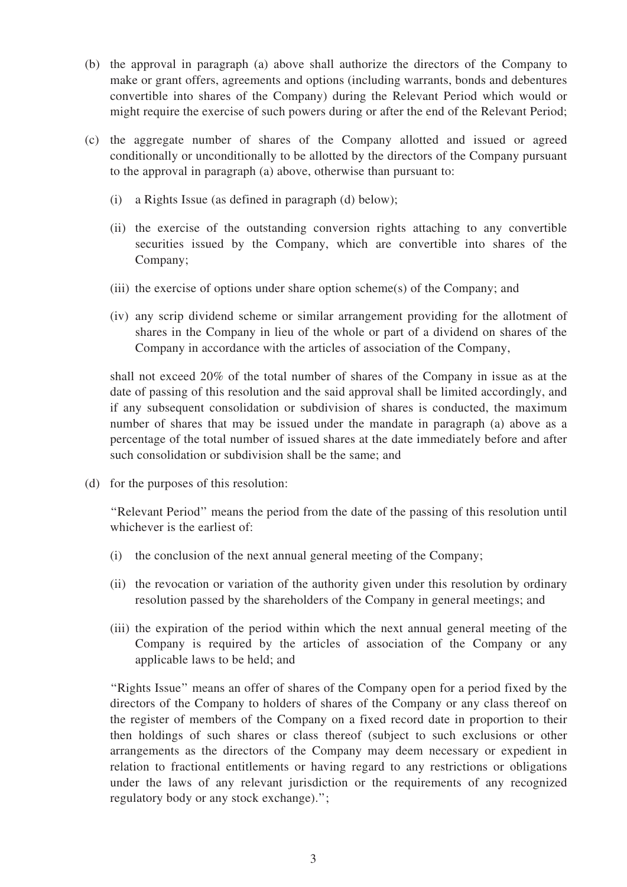(b) the approval in paragraph (a) above shall authorize the directors of the Company to make or grant offers, agreements and options (including warrants, bonds and debentures convertible into shares of the Company) during the Relevant Period which would or might require the exercise of such powers during or after the end of the Relevant Period;

(c) the aggregate number of shares of the Company allotted and issued or agreed conditionally or unconditionally to be allotted by the directors of the Company pursuant to the approval in paragraph (a) above, otherwise than pursuant to:

   (i) a Rights Issue (as defined in paragraph (d) below);

   (ii) the exercise of the outstanding conversion rights attaching to any convertible securities issued by the Company, which are convertible into shares of the Company;

   (iii) the exercise of options under share option scheme(s) of the Company; and

   (iv) any scrip dividend scheme or similar arrangement providing for the allotment of shares in the Company in lieu of the whole or part of a dividend on shares of the Company in accordance with the articles of association of the Company,

   shall not exceed 20% of the total number of shares of the Company in issue as at the date of passing of this resolution and the said approval shall be limited accordingly, and if any subsequent consolidation or subdivision of shares is conducted, the maximum number of shares that may be issued under the mandate in paragraph (a) above as a percentage of the total number of issued shares at the date immediately before and after such consolidation or subdivision shall be the same; and

(d) for the purposes of this resolution:

   "Relevant Period" means the period from the date of the passing of this resolution until whichever is the earliest of:

   (i) the conclusion of the next annual general meeting of the Company;

   (ii) the revocation or variation of the authority given under this resolution by ordinary resolution passed by the shareholders of the Company in general meetings; and

   (iii) the expiration of the period within which the next annual general meeting of the Company is required by the articles of association of the Company or any applicable laws to be held; and

   "Rights Issue" means an offer of shares of the Company open for a period fixed by the directors of the Company to holders of shares of the Company or any class thereof on the register of members of the Company on a fixed record date in proportion to their then holdings of such shares or class thereof (subject to such exclusions or other arrangements as the directors of the Company may deem necessary or expedient in relation to fractional entitlements or having regard to any restrictions or obligations under the laws of any relevant jurisdiction or the requirements of any recognized regulatory body or any stock exchange).";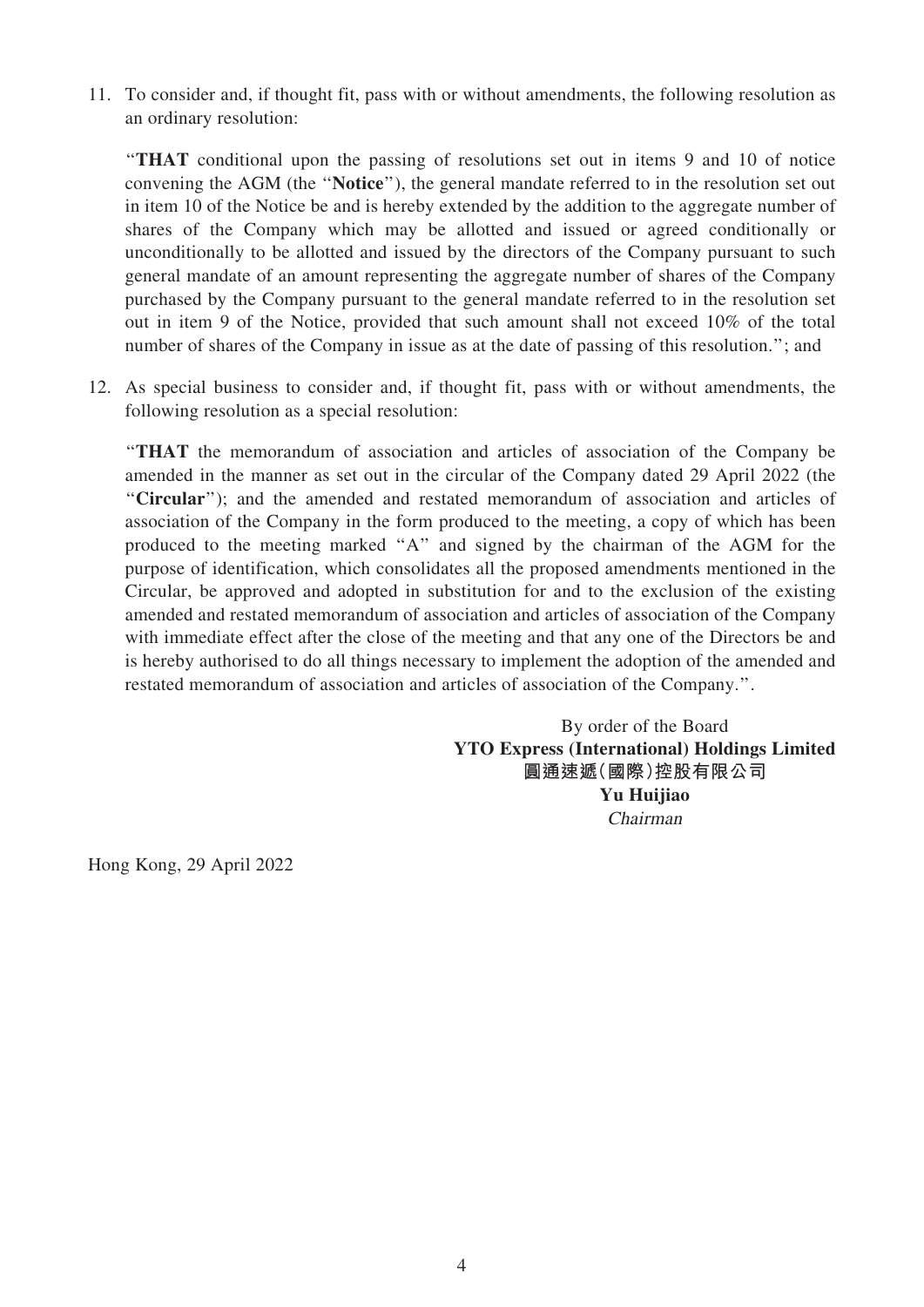11. To consider and, if thought fit, pass with or without amendments, the following resolution as an ordinary resolution:

    "**THAT** conditional upon the passing of resolutions set out in items 9 and 10 of notice convening the AGM (the "**Notice**"), the general mandate referred to in the resolution set out in item 10 of the Notice be and is hereby extended by the addition to the aggregate number of shares of the Company which may be allotted and issued or agreed conditionally or unconditionally to be allotted and issued by the directors of the Company pursuant to such general mandate of an amount representing the aggregate number of shares of the Company purchased by the Company pursuant to the general mandate referred to in the resolution set out in item 9 of the Notice, provided that such amount shall not exceed 10% of the total number of shares of the Company in issue as at the date of passing of this resolution."; and

12. As special business to consider and, if thought fit, pass with or without amendments, the following resolution as a special resolution:

    "**THAT** the memorandum of association and articles of association of the Company be amended in the manner as set out in the circular of the Company dated 29 April 2022 (the "**Circular**"); and the amended and restated memorandum of association and articles of association of the Company in the form produced to the meeting, a copy of which has been produced to the meeting marked "A" and signed by the chairman of the AGM for the purpose of identification, which consolidates all the proposed amendments mentioned in the Circular, be approved and adopted in substitution for and to the exclusion of the existing amended and restated memorandum of association and articles of association of the Company with immediate effect after the close of the meeting and that any one of the Directors be and is hereby authorised to do all things necessary to implement the adoption of the amended and restated memorandum of association and articles of association of the Company.".

By order of the Board
**YTO Express (International) Holdings Limited**
**圓通速遞(國際)控股有限公司**
**Yu Huijiao**
*Chairman*

Hong Kong, 29 April 2022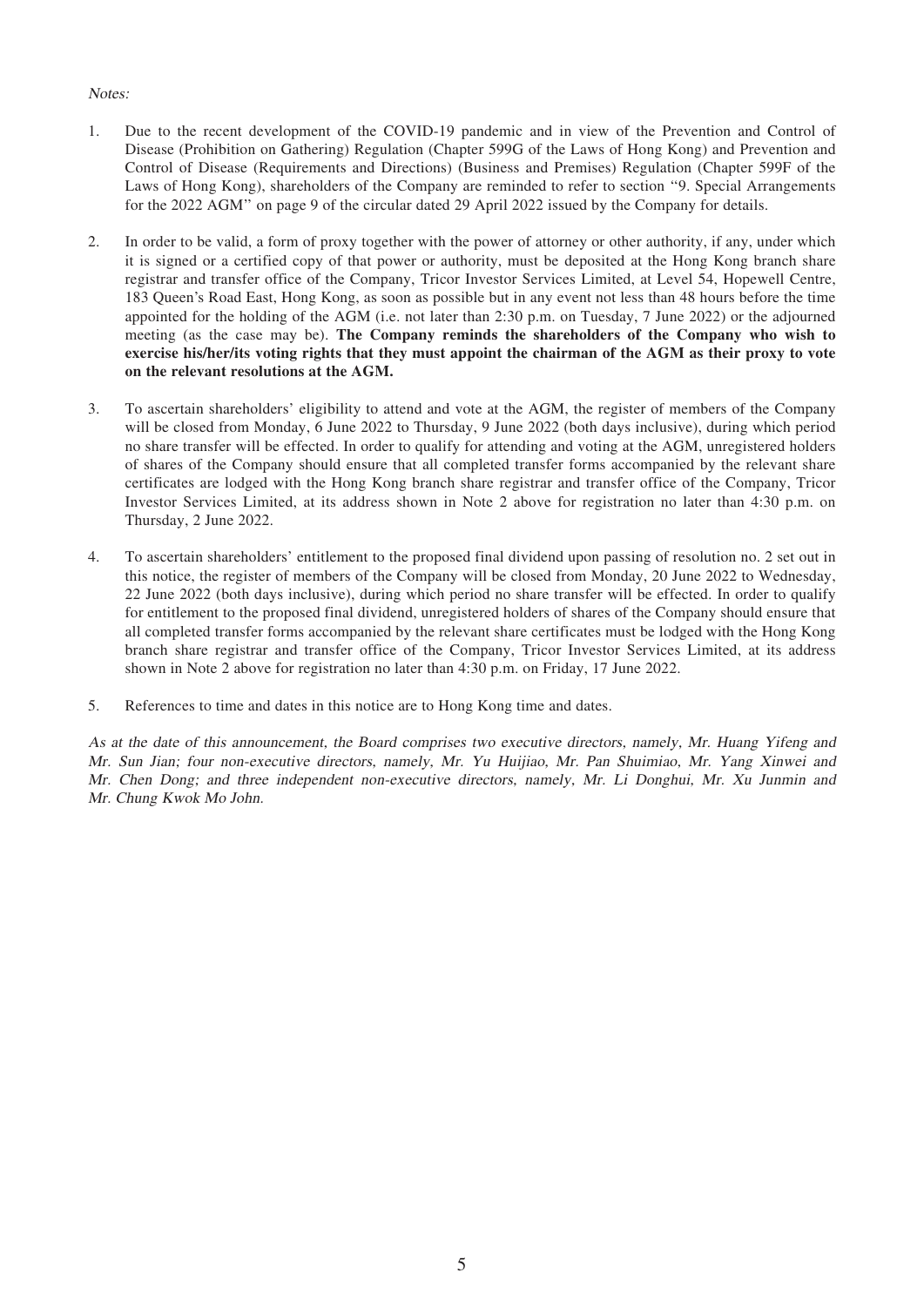*Notes:*

1. Due to the recent development of the COVID-19 pandemic and in view of the Prevention and Control of Disease (Prohibition on Gathering) Regulation (Chapter 599G of the Laws of Hong Kong) and Prevention and Control of Disease (Requirements and Directions) (Business and Premises) Regulation (Chapter 599F of the Laws of Hong Kong), shareholders of the Company are reminded to refer to section "9. Special Arrangements for the 2022 AGM" on page 9 of the circular dated 29 April 2022 issued by the Company for details.

2. In order to be valid, a form of proxy together with the power of attorney or other authority, if any, under which it is signed or a certified copy of that power or authority, must be deposited at the Hong Kong branch share registrar and transfer office of the Company, Tricor Investor Services Limited, at Level 54, Hopewell Centre, 183 Queen's Road East, Hong Kong, as soon as possible but in any event not less than 48 hours before the time appointed for the holding of the AGM (i.e. not later than 2:30 p.m. on Tuesday, 7 June 2022) or the adjourned meeting (as the case may be). **The Company reminds the shareholders of the Company who wish to exercise his/her/its voting rights that they must appoint the chairman of the AGM as their proxy to vote on the relevant resolutions at the AGM.**

3. To ascertain shareholders' eligibility to attend and vote at the AGM, the register of members of the Company will be closed from Monday, 6 June 2022 to Thursday, 9 June 2022 (both days inclusive), during which period no share transfer will be effected. In order to qualify for attending and voting at the AGM, unregistered holders of shares of the Company should ensure that all completed transfer forms accompanied by the relevant share certificates are lodged with the Hong Kong branch share registrar and transfer office of the Company, Tricor Investor Services Limited, at its address shown in Note 2 above for registration no later than 4:30 p.m. on Thursday, 2 June 2022.

4. To ascertain shareholders' entitlement to the proposed final dividend upon passing of resolution no. 2 set out in this notice, the register of members of the Company will be closed from Monday, 20 June 2022 to Wednesday, 22 June 2022 (both days inclusive), during which period no share transfer will be effected. In order to qualify for entitlement to the proposed final dividend, unregistered holders of shares of the Company should ensure that all completed transfer forms accompanied by the relevant share certificates must be lodged with the Hong Kong branch share registrar and transfer office of the Company, Tricor Investor Services Limited, at its address shown in Note 2 above for registration no later than 4:30 p.m. on Friday, 17 June 2022.

5. References to time and dates in this notice are to Hong Kong time and dates.

*As at the date of this announcement, the Board comprises two executive directors, namely, Mr. Huang Yifeng and Mr. Sun Jian; four non-executive directors, namely, Mr. Yu Huijiao, Mr. Pan Shuimiao, Mr. Yang Xinwei and Mr. Chen Dong; and three independent non-executive directors, namely, Mr. Li Donghui, Mr. Xu Junmin and Mr. Chung Kwok Mo John.*